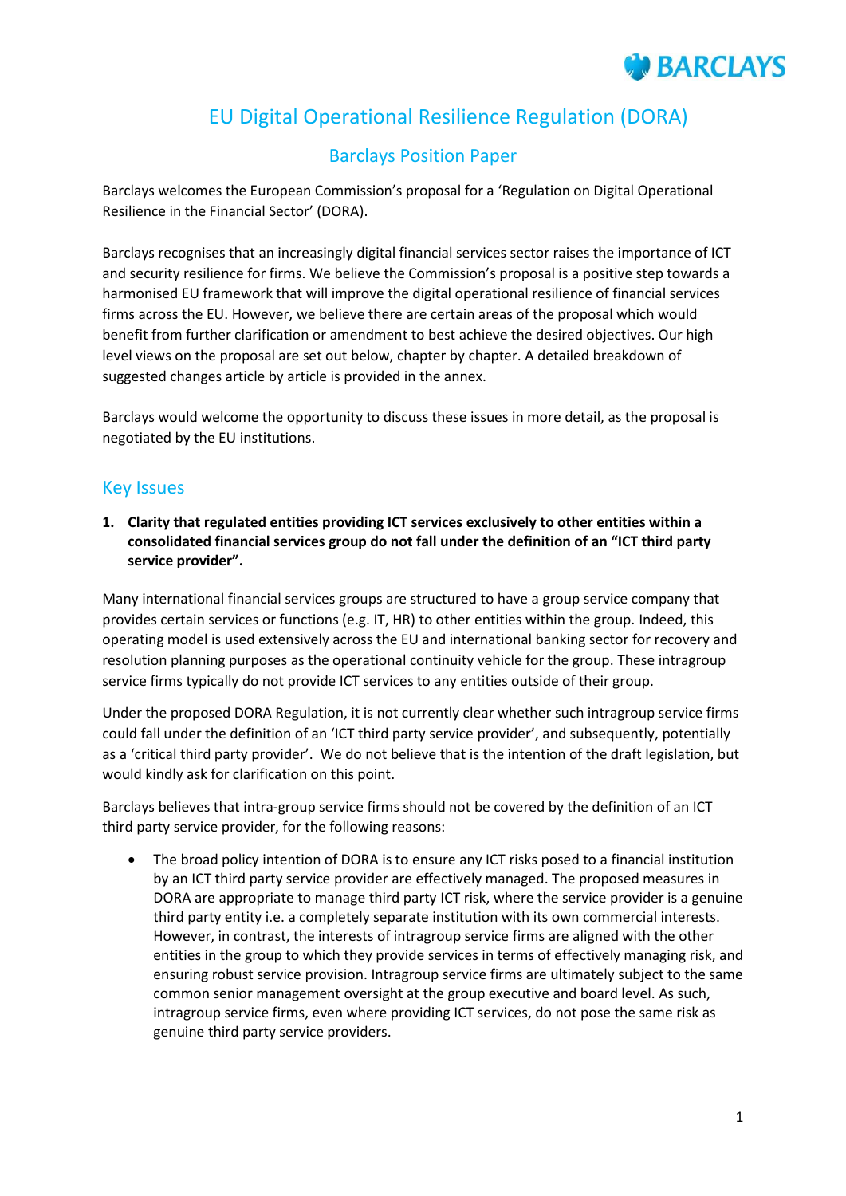BARCLAYS

# EU Digital Operational Resilience Regulation (DORA)

## Barclays Position Paper

Barclays welcomes the European Commission's proposal for a 'Regulation on Digital Operational Resilience in the Financial Sector' (DORA).

Barclays recognises that an increasingly digital financial services sector raises the importance of ICT and security resilience for firms. We believe the Commission's proposal is a positive step towards a harmonised EU framework that will improve the digital operational resilience of financial services firms across the EU. However, we believe there are certain areas of the proposal which would benefit from further clarification or amendment to best achieve the desired objectives. Our high level views on the proposal are set out below, chapter by chapter. A detailed breakdown of suggested changes article by article is provided in the annex.

Barclays would welcome the opportunity to discuss these issues in more detail, as the proposal is negotiated by the EU institutions.

## Key Issues

**1. Clarity that regulated entities providing ICT services exclusively to other entities within a consolidated financial services group do not fall under the definition of an "ICT third party service provider".**

Many international financial services groups are structured to have a group service company that provides certain services or functions (e.g. IT, HR) to other entities within the group. Indeed, this operating model is used extensively across the EU and international banking sector for recovery and resolution planning purposes as the operational continuity vehicle for the group. These intragroup service firms typically do not provide ICT services to any entities outside of their group.

Under the proposed DORA Regulation, it is not currently clear whether such intragroup service firms could fall under the definition of an 'ICT third party service provider', and subsequently, potentially as a 'critical third party provider'. We do not believe that is the intention of the draft legislation, but would kindly ask for clarification on this point.

Barclays believes that intra-group service firms should not be covered by the definition of an ICT third party service provider, for the following reasons:

- The broad policy intention of DORA is to ensure any ICT risks posed to a financial institution by an ICT third party service provider are effectively managed. The proposed measures in DORA are appropriate to manage third party ICT risk, where the service provider is a genuine third party entity i.e. a completely separate institution with its own commercial interests. However, in contrast, the interests of intragroup service firms are aligned with the other entities in the group to which they provide services in terms of effectively managing risk, and ensuring robust service provision. Intragroup service firms are ultimately subject to the same common senior management oversight at the group executive and board level. As such, intragroup service firms, even where providing ICT services, do not pose the same risk as genuine third party service providers.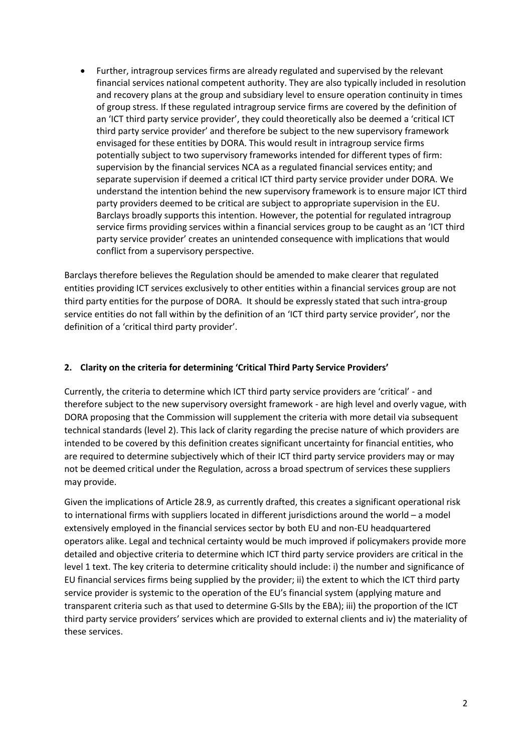- Further, intragroup services firms are already regulated and supervised by the relevant financial services national competent authority. They are also typically included in resolution and recovery plans at the group and subsidiary level to ensure operation continuity in times of group stress. If these regulated intragroup service firms are covered by the definition of an 'ICT third party service provider', they could theoretically also be deemed a 'critical ICT third party service provider' and therefore be subject to the new supervisory framework envisaged for these entities by DORA. This would result in intragroup service firms potentially subject to two supervisory frameworks intended for different types of firm: supervision by the financial services NCA as a regulated financial services entity; and separate supervision if deemed a critical ICT third party service provider under DORA. We understand the intention behind the new supervisory framework is to ensure major ICT third party providers deemed to be critical are subject to appropriate supervision in the EU. Barclays broadly supports this intention. However, the potential for regulated intragroup service firms providing services within a financial services group to be caught as an 'ICT third party service provider' creates an unintended consequence with implications that would conflict from a supervisory perspective.

Barclays therefore believes the Regulation should be amended to make clearer that regulated entities providing ICT services exclusively to other entities within a financial services group are not third party entities for the purpose of DORA. It should be expressly stated that such intra-group service entities do not fall within by the definition of an 'ICT third party service provider', nor the definition of a 'critical third party provider'.

## 2. Clarity on the criteria for determining 'Critical Third Party Service Providers'

Currently, the criteria to determine which ICT third party service providers are 'critical' - and therefore subject to the new supervisory oversight framework - are high level and overly vague, with DORA proposing that the Commission will supplement the criteria with more detail via subsequent technical standards (level 2). This lack of clarity regarding the precise nature of which providers are intended to be covered by this definition creates significant uncertainty for financial entities, who are required to determine subjectively which of their ICT third party service providers may or may not be deemed critical under the Regulation, across a broad spectrum of services these suppliers may provide.

Given the implications of Article 28.9, as currently drafted, this creates a significant operational risk to international firms with suppliers located in different jurisdictions around the world – a model extensively employed in the financial services sector by both EU and non-EU headquartered operators alike. Legal and technical certainty would be much improved if policymakers provide more detailed and objective criteria to determine which ICT third party service providers are critical in the level 1 text. The key criteria to determine criticality should include: i) the number and significance of EU financial services firms being supplied by the provider; ii) the extent to which the ICT third party service provider is systemic to the operation of the EU's financial system (applying mature and transparent criteria such as that used to determine G-SIIs by the EBA); iii) the proportion of the ICT third party service providers' services which are provided to external clients and iv) the materiality of these services.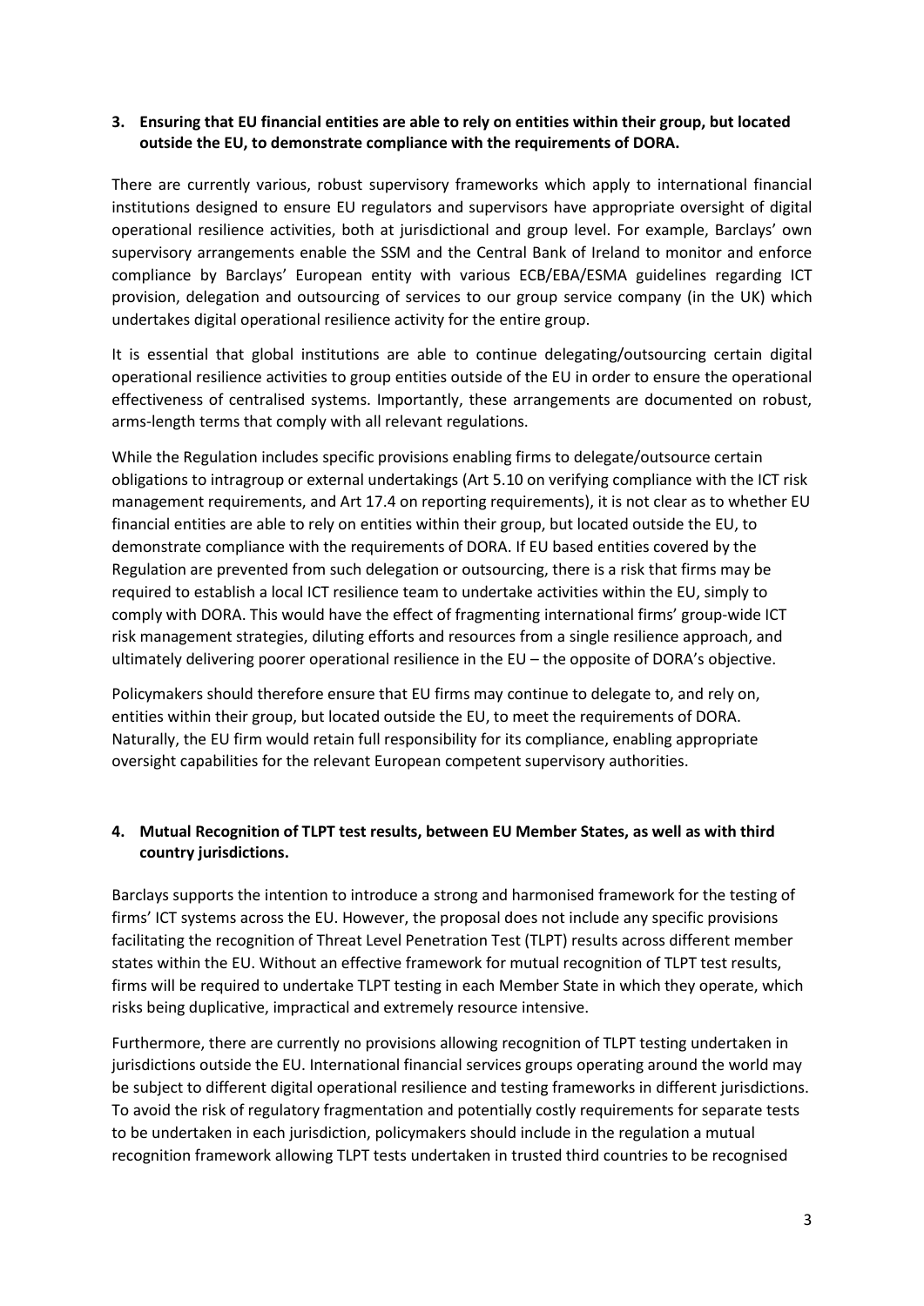**3. Ensuring that EU financial entities are able to rely on entities within their group, but located outside the EU, to demonstrate compliance with the requirements of DORA.**

There are currently various, robust supervisory frameworks which apply to international financial institutions designed to ensure EU regulators and supervisors have appropriate oversight of digital operational resilience activities, both at jurisdictional and group level. For example, Barclays' own supervisory arrangements enable the SSM and the Central Bank of Ireland to monitor and enforce compliance by Barclays' European entity with various ECB/EBA/ESMA guidelines regarding ICT provision, delegation and outsourcing of services to our group service company (in the UK) which undertakes digital operational resilience activity for the entire group.

It is essential that global institutions are able to continue delegating/outsourcing certain digital operational resilience activities to group entities outside of the EU in order to ensure the operational effectiveness of centralised systems. Importantly, these arrangements are documented on robust, arms-length terms that comply with all relevant regulations.

While the Regulation includes specific provisions enabling firms to delegate/outsource certain obligations to intragroup or external undertakings (Art 5.10 on verifying compliance with the ICT risk management requirements, and Art 17.4 on reporting requirements), it is not clear as to whether EU financial entities are able to rely on entities within their group, but located outside the EU, to demonstrate compliance with the requirements of DORA. If EU based entities covered by the Regulation are prevented from such delegation or outsourcing, there is a risk that firms may be required to establish a local ICT resilience team to undertake activities within the EU, simply to comply with DORA. This would have the effect of fragmenting international firms' group-wide ICT risk management strategies, diluting efforts and resources from a single resilience approach, and ultimately delivering poorer operational resilience in the EU – the opposite of DORA's objective.

Policymakers should therefore ensure that EU firms may continue to delegate to, and rely on, entities within their group, but located outside the EU, to meet the requirements of DORA. Naturally, the EU firm would retain full responsibility for its compliance, enabling appropriate oversight capabilities for the relevant European competent supervisory authorities.

**4. Mutual Recognition of TLPT test results, between EU Member States, as well as with third country jurisdictions.**

Barclays supports the intention to introduce a strong and harmonised framework for the testing of firms' ICT systems across the EU. However, the proposal does not include any specific provisions facilitating the recognition of Threat Level Penetration Test (TLPT) results across different member states within the EU. Without an effective framework for mutual recognition of TLPT test results, firms will be required to undertake TLPT testing in each Member State in which they operate, which risks being duplicative, impractical and extremely resource intensive.

Furthermore, there are currently no provisions allowing recognition of TLPT testing undertaken in jurisdictions outside the EU. International financial services groups operating around the world may be subject to different digital operational resilience and testing frameworks in different jurisdictions. To avoid the risk of regulatory fragmentation and potentially costly requirements for separate tests to be undertaken in each jurisdiction, policymakers should include in the regulation a mutual recognition framework allowing TLPT tests undertaken in trusted third countries to be recognised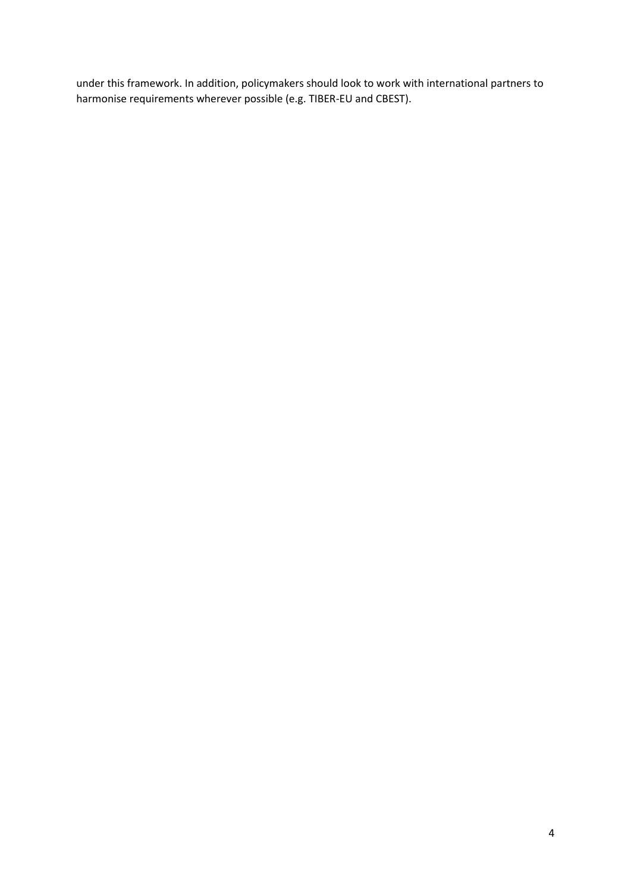under this framework. In addition, policymakers should look to work with international partners to harmonise requirements wherever possible (e.g. TIBER-EU and CBEST).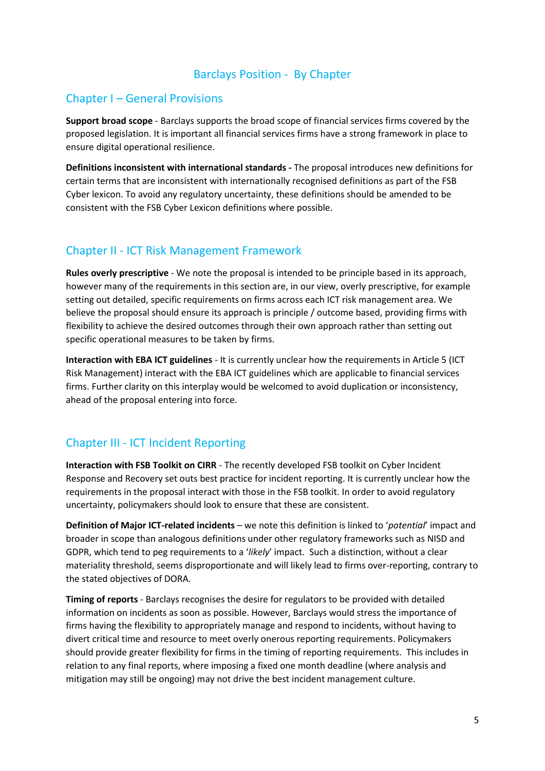# Barclays Position - By Chapter

## Chapter I – General Provisions

**Support broad scope** - Barclays supports the broad scope of financial services firms covered by the proposed legislation. It is important all financial services firms have a strong framework in place to ensure digital operational resilience.

**Definitions inconsistent with international standards -** The proposal introduces new definitions for certain terms that are inconsistent with internationally recognised definitions as part of the FSB Cyber lexicon. To avoid any regulatory uncertainty, these definitions should be amended to be consistent with the FSB Cyber Lexicon definitions where possible.

## Chapter II - ICT Risk Management Framework

**Rules overly prescriptive** - We note the proposal is intended to be principle based in its approach, however many of the requirements in this section are, in our view, overly prescriptive, for example setting out detailed, specific requirements on firms across each ICT risk management area. We believe the proposal should ensure its approach is principle / outcome based, providing firms with flexibility to achieve the desired outcomes through their own approach rather than setting out specific operational measures to be taken by firms.

**Interaction with EBA ICT guidelines** - It is currently unclear how the requirements in Article 5 (ICT Risk Management) interact with the EBA ICT guidelines which are applicable to financial services firms. Further clarity on this interplay would be welcomed to avoid duplication or inconsistency, ahead of the proposal entering into force.

## Chapter III - ICT Incident Reporting

**Interaction with FSB Toolkit on CIRR** - The recently developed FSB toolkit on Cyber Incident Response and Recovery set outs best practice for incident reporting. It is currently unclear how the requirements in the proposal interact with those in the FSB toolkit. In order to avoid regulatory uncertainty, policymakers should look to ensure that these are consistent.

**Definition of Major ICT-related incidents** – we note this definition is linked to '*potential*' impact and broader in scope than analogous definitions under other regulatory frameworks such as NISD and GDPR, which tend to peg requirements to a '*likely*' impact. Such a distinction, without a clear materiality threshold, seems disproportionate and will likely lead to firms over-reporting, contrary to the stated objectives of DORA.

**Timing of reports** - Barclays recognises the desire for regulators to be provided with detailed information on incidents as soon as possible. However, Barclays would stress the importance of firms having the flexibility to appropriately manage and respond to incidents, without having to divert critical time and resource to meet overly onerous reporting requirements. Policymakers should provide greater flexibility for firms in the timing of reporting requirements. This includes in relation to any final reports, where imposing a fixed one month deadline (where analysis and mitigation may still be ongoing) may not drive the best incident management culture.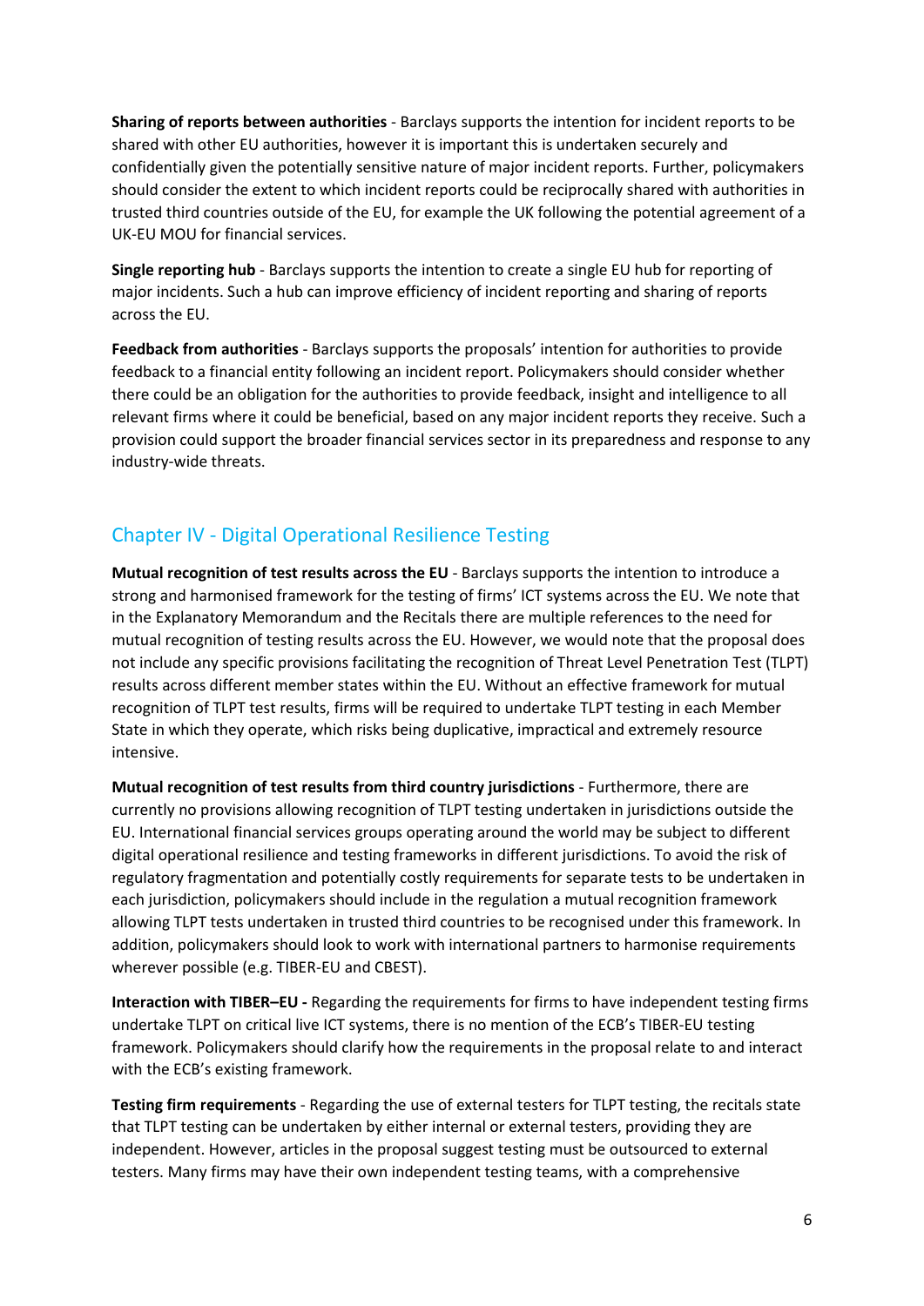**Sharing of reports between authorities** - Barclays supports the intention for incident reports to be shared with other EU authorities, however it is important this is undertaken securely and confidentially given the potentially sensitive nature of major incident reports. Further, policymakers should consider the extent to which incident reports could be reciprocally shared with authorities in trusted third countries outside of the EU, for example the UK following the potential agreement of a UK-EU MOU for financial services.

**Single reporting hub** - Barclays supports the intention to create a single EU hub for reporting of major incidents. Such a hub can improve efficiency of incident reporting and sharing of reports across the EU.

**Feedback from authorities** - Barclays supports the proposals' intention for authorities to provide feedback to a financial entity following an incident report. Policymakers should consider whether there could be an obligation for the authorities to provide feedback, insight and intelligence to all relevant firms where it could be beneficial, based on any major incident reports they receive. Such a provision could support the broader financial services sector in its preparedness and response to any industry-wide threats.

## Chapter IV - Digital Operational Resilience Testing

**Mutual recognition of test results across the EU** - Barclays supports the intention to introduce a strong and harmonised framework for the testing of firms' ICT systems across the EU. We note that in the Explanatory Memorandum and the Recitals there are multiple references to the need for mutual recognition of testing results across the EU. However, we would note that the proposal does not include any specific provisions facilitating the recognition of Threat Level Penetration Test (TLPT) results across different member states within the EU. Without an effective framework for mutual recognition of TLPT test results, firms will be required to undertake TLPT testing in each Member State in which they operate, which risks being duplicative, impractical and extremely resource intensive.

**Mutual recognition of test results from third country jurisdictions** - Furthermore, there are currently no provisions allowing recognition of TLPT testing undertaken in jurisdictions outside the EU. International financial services groups operating around the world may be subject to different digital operational resilience and testing frameworks in different jurisdictions. To avoid the risk of regulatory fragmentation and potentially costly requirements for separate tests to be undertaken in each jurisdiction, policymakers should include in the regulation a mutual recognition framework allowing TLPT tests undertaken in trusted third countries to be recognised under this framework. In addition, policymakers should look to work with international partners to harmonise requirements wherever possible (e.g. TIBER-EU and CBEST).

**Interaction with TIBER–EU -** Regarding the requirements for firms to have independent testing firms undertake TLPT on critical live ICT systems, there is no mention of the ECB's TIBER-EU testing framework. Policymakers should clarify how the requirements in the proposal relate to and interact with the ECB's existing framework.

**Testing firm requirements** - Regarding the use of external testers for TLPT testing, the recitals state that TLPT testing can be undertaken by either internal or external testers, providing they are independent. However, articles in the proposal suggest testing must be outsourced to external testers. Many firms may have their own independent testing teams, with a comprehensive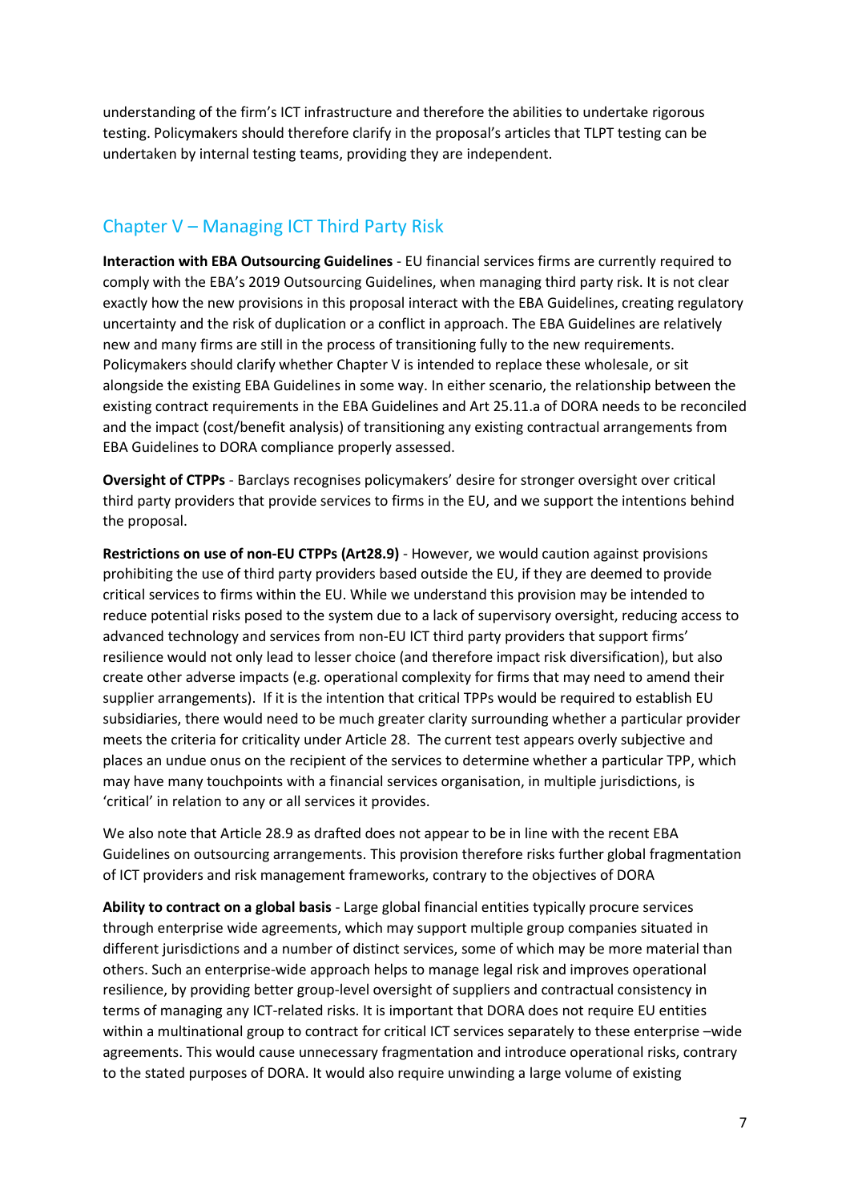understanding of the firm's ICT infrastructure and therefore the abilities to undertake rigorous testing. Policymakers should therefore clarify in the proposal's articles that TLPT testing can be undertaken by internal testing teams, providing they are independent.

## Chapter V – Managing ICT Third Party Risk

**Interaction with EBA Outsourcing Guidelines** - EU financial services firms are currently required to comply with the EBA's 2019 Outsourcing Guidelines, when managing third party risk. It is not clear exactly how the new provisions in this proposal interact with the EBA Guidelines, creating regulatory uncertainty and the risk of duplication or a conflict in approach. The EBA Guidelines are relatively new and many firms are still in the process of transitioning fully to the new requirements. Policymakers should clarify whether Chapter V is intended to replace these wholesale, or sit alongside the existing EBA Guidelines in some way. In either scenario, the relationship between the existing contract requirements in the EBA Guidelines and Art 25.11.a of DORA needs to be reconciled and the impact (cost/benefit analysis) of transitioning any existing contractual arrangements from EBA Guidelines to DORA compliance properly assessed.

**Oversight of CTPPs** - Barclays recognises policymakers' desire for stronger oversight over critical third party providers that provide services to firms in the EU, and we support the intentions behind the proposal.

**Restrictions on use of non-EU CTPPs (Art28.9)** - However, we would caution against provisions prohibiting the use of third party providers based outside the EU, if they are deemed to provide critical services to firms within the EU. While we understand this provision may be intended to reduce potential risks posed to the system due to a lack of supervisory oversight, reducing access to advanced technology and services from non-EU ICT third party providers that support firms' resilience would not only lead to lesser choice (and therefore impact risk diversification), but also create other adverse impacts (e.g. operational complexity for firms that may need to amend their supplier arrangements). If it is the intention that critical TPPs would be required to establish EU subsidiaries, there would need to be much greater clarity surrounding whether a particular provider meets the criteria for criticality under Article 28. The current test appears overly subjective and places an undue onus on the recipient of the services to determine whether a particular TPP, which may have many touchpoints with a financial services organisation, in multiple jurisdictions, is 'critical' in relation to any or all services it provides.

We also note that Article 28.9 as drafted does not appear to be in line with the recent EBA Guidelines on outsourcing arrangements. This provision therefore risks further global fragmentation of ICT providers and risk management frameworks, contrary to the objectives of DORA

**Ability to contract on a global basis** - Large global financial entities typically procure services through enterprise wide agreements, which may support multiple group companies situated in different jurisdictions and a number of distinct services, some of which may be more material than others. Such an enterprise-wide approach helps to manage legal risk and improves operational resilience, by providing better group-level oversight of suppliers and contractual consistency in terms of managing any ICT-related risks. It is important that DORA does not require EU entities within a multinational group to contract for critical ICT services separately to these enterprise –wide agreements. This would cause unnecessary fragmentation and introduce operational risks, contrary to the stated purposes of DORA. It would also require unwinding a large volume of existing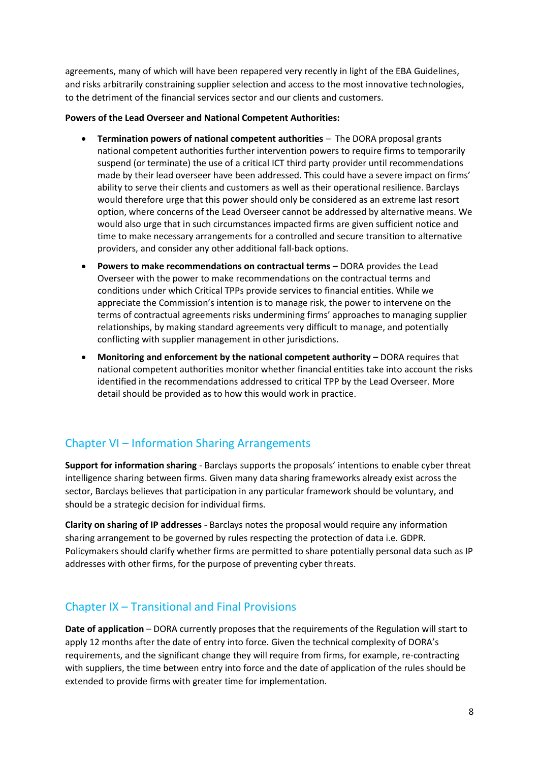agreements, many of which will have been repapered very recently in light of the EBA Guidelines, and risks arbitrarily constraining supplier selection and access to the most innovative technologies, to the detriment of the financial services sector and our clients and customers.

**Powers of the Lead Overseer and National Competent Authorities:**

- **Termination powers of national competent authorities** – The DORA proposal grants national competent authorities further intervention powers to require firms to temporarily suspend (or terminate) the use of a critical ICT third party provider until recommendations made by their lead overseer have been addressed. This could have a severe impact on firms' ability to serve their clients and customers as well as their operational resilience. Barclays would therefore urge that this power should only be considered as an extreme last resort option, where concerns of the Lead Overseer cannot be addressed by alternative means. We would also urge that in such circumstances impacted firms are given sufficient notice and time to make necessary arrangements for a controlled and secure transition to alternative providers, and consider any other additional fall-back options.
- **Powers to make recommendations on contractual terms –** DORA provides the Lead Overseer with the power to make recommendations on the contractual terms and conditions under which Critical TPPs provide services to financial entities. While we appreciate the Commission's intention is to manage risk, the power to intervene on the terms of contractual agreements risks undermining firms' approaches to managing supplier relationships, by making standard agreements very difficult to manage, and potentially conflicting with supplier management in other jurisdictions.
- **Monitoring and enforcement by the national competent authority –** DORA requires that national competent authorities monitor whether financial entities take into account the risks identified in the recommendations addressed to critical TPP by the Lead Overseer. More detail should be provided as to how this would work in practice.

## Chapter VI – Information Sharing Arrangements

**Support for information sharing** - Barclays supports the proposals' intentions to enable cyber threat intelligence sharing between firms. Given many data sharing frameworks already exist across the sector, Barclays believes that participation in any particular framework should be voluntary, and should be a strategic decision for individual firms.

**Clarity on sharing of IP addresses** - Barclays notes the proposal would require any information sharing arrangement to be governed by rules respecting the protection of data i.e. GDPR. Policymakers should clarify whether firms are permitted to share potentially personal data such as IP addresses with other firms, for the purpose of preventing cyber threats.

## Chapter IX – Transitional and Final Provisions

**Date of application** – DORA currently proposes that the requirements of the Regulation will start to apply 12 months after the date of entry into force. Given the technical complexity of DORA's requirements, and the significant change they will require from firms, for example, re-contracting with suppliers, the time between entry into force and the date of application of the rules should be extended to provide firms with greater time for implementation.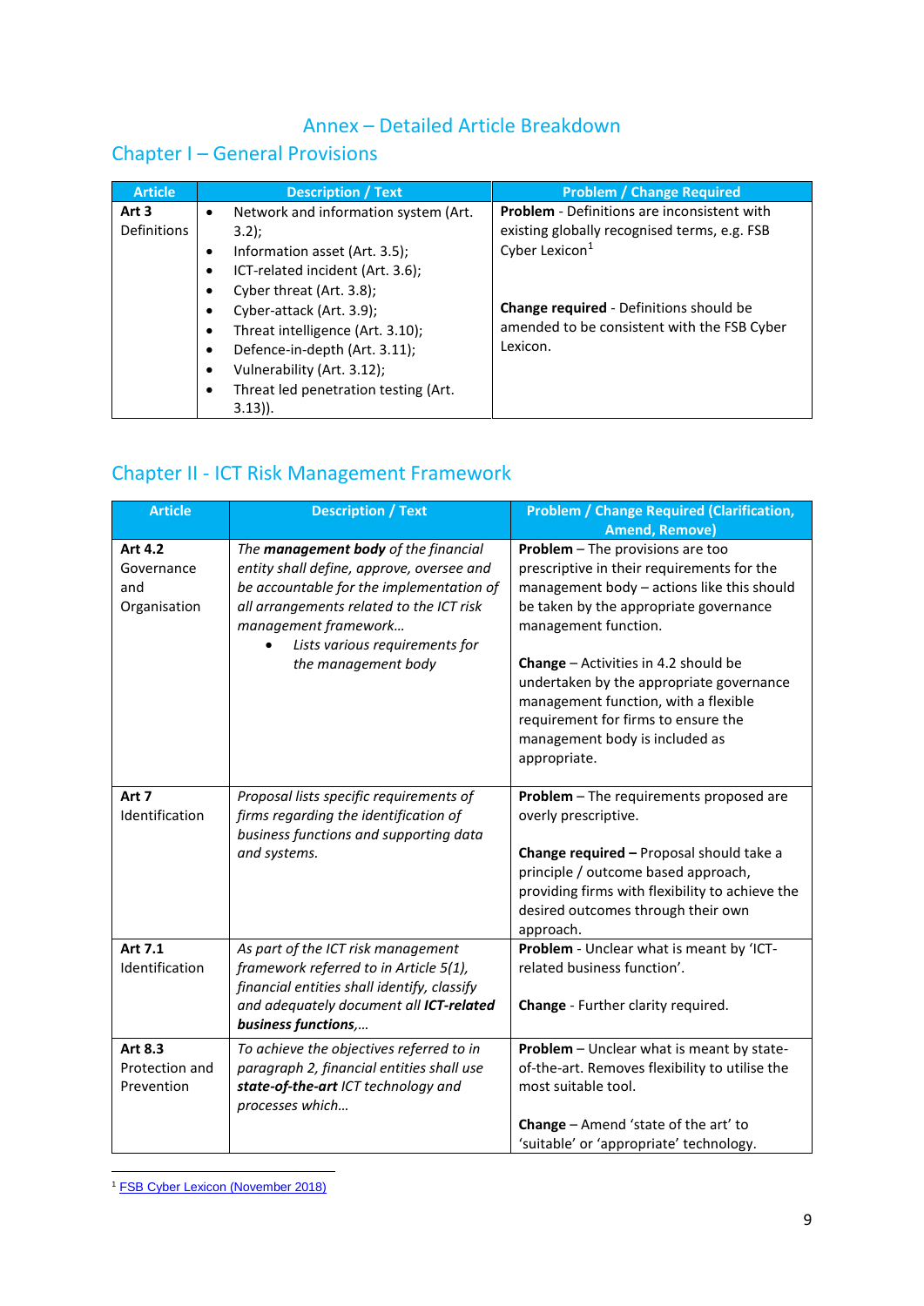# Annex – Detailed Article Breakdown

## Chapter I – General Provisions

| Article | Description / Text | Problem / Change Required |
|---|---|---|
| **Art 3** Definitions | • Network and information system (Art. 3.2);<br>• Information asset (Art. 3.5);<br>• ICT-related incident (Art. 3.6);<br>• Cyber threat (Art. 3.8);<br>• Cyber-attack (Art. 3.9);<br>• Threat intelligence (Art. 3.10);<br>• Defence-in-depth (Art. 3.11);<br>• Vulnerability (Art. 3.12);<br>• Threat led penetration testing (Art. 3.13)). | **Problem** - Definitions are inconsistent with existing globally recognised terms, e.g. FSB Cyber Lexicon[1]<br><br>**Change required** - Definitions should be amended to be consistent with the FSB Cyber Lexicon. |

## Chapter II - ICT Risk Management Framework

| Article | Description / Text | Problem / Change Required (Clarification, Amend, Remove) |
|---|---|---|
| **Art 4.2** Governance and Organisation | *The **management body** of the financial entity shall define, approve, oversee and be accountable for the implementation of all arrangements related to the ICT risk management framework…*<br>• *Lists various requirements for the management body* | **Problem** – The provisions are too prescriptive in their requirements for the management body – actions like this should be taken by the appropriate governance management function.<br><br>**Change** – Activities in 4.2 should be undertaken by the appropriate governance management function, with a flexible requirement for firms to ensure the management body is included as appropriate. |
| **Art 7** Identification | *Proposal lists specific requirements of firms regarding the identification of business functions and supporting data and systems.* | **Problem** – The requirements proposed are overly prescriptive.<br><br>**Change required –** Proposal should take a principle / outcome based approach, providing firms with flexibility to achieve the desired outcomes through their own approach. |
| **Art 7.1** Identification | *As part of the ICT risk management framework referred to in Article 5(1), financial entities shall identify, classify and adequately document all **ICT-related business functions**,…* | **Problem** - Unclear what is meant by 'ICT-related business function'.<br><br>**Change** - Further clarity required. |
| **Art 8.3** Protection and Prevention | *To achieve the objectives referred to in paragraph 2, financial entities shall use **state-of-the-art** ICT technology and processes which…* | **Problem** – Unclear what is meant by state-of-the-art. Removes flexibility to utilise the most suitable tool.<br><br>**Change** – Amend 'state of the art' to 'suitable' or 'appropriate' technology. |

[1] FSB Cyber Lexicon (November 2018)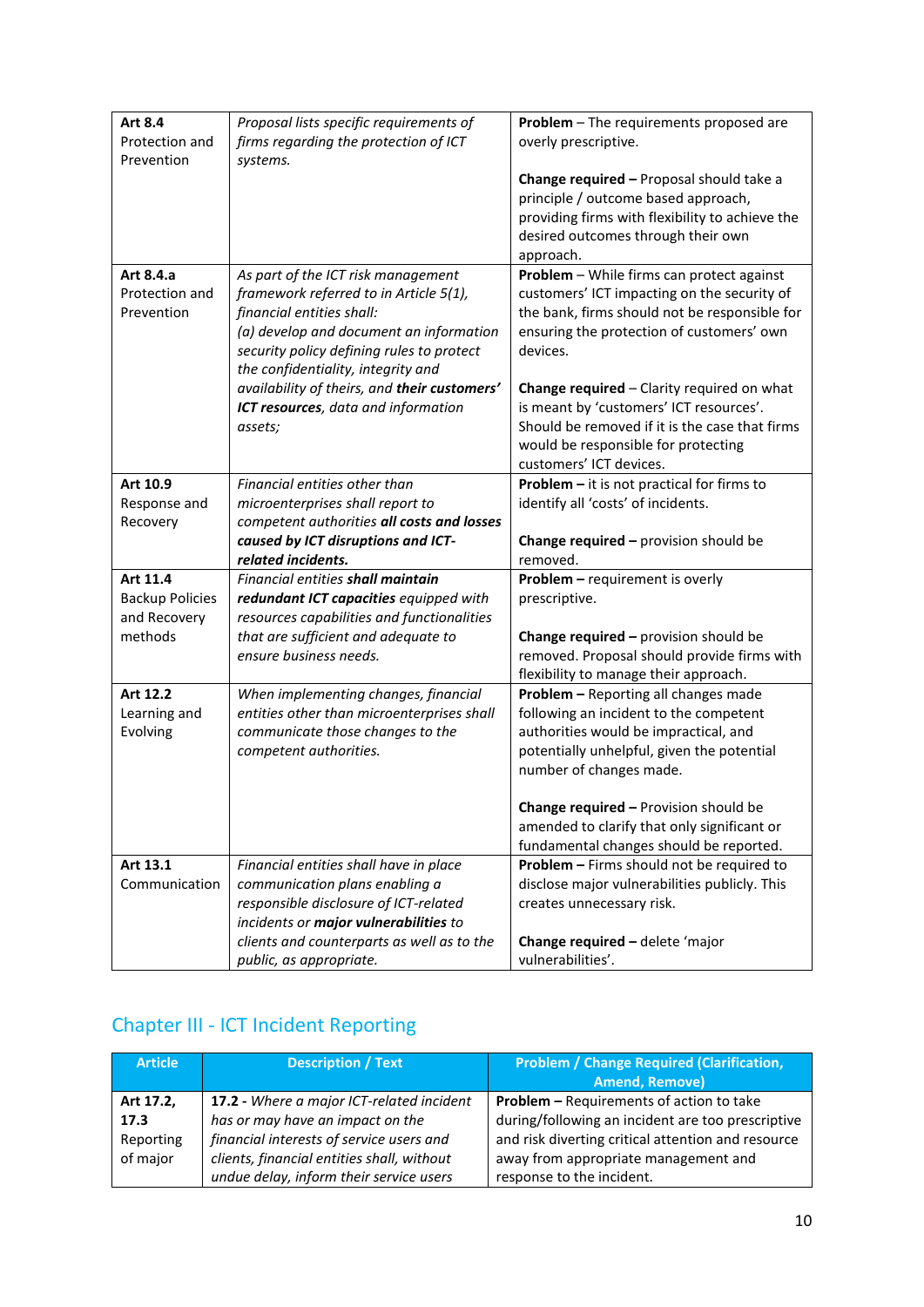| | | |
|---|---|---|
| **Art 8.4** Protection and Prevention | *Proposal lists specific requirements of firms regarding the protection of ICT systems.* | **Problem** – The requirements proposed are overly prescriptive.<br><br>**Change required –** Proposal should take a principle / outcome based approach, providing firms with flexibility to achieve the desired outcomes through their own approach. |
| **Art 8.4.a** Protection and Prevention | *As part of the ICT risk management framework referred to in Article 5(1), financial entities shall:*<br>*(a) develop and document an information security policy defining rules to protect the confidentiality, integrity and availability of theirs, and **their customers' ICT resources**, data and information assets;* | **Problem** – While firms can protect against customers' ICT impacting on the security of the bank, firms should not be responsible for ensuring the protection of customers' own devices.<br><br>**Change required** – Clarity required on what is meant by 'customers' ICT resources'. Should be removed if it is the case that firms would be responsible for protecting customers' ICT devices. |
| **Art 10.9** Response and Recovery | *Financial entities other than microenterprises shall report to competent authorities **all costs and losses caused by ICT disruptions and ICT-related incidents.*** | **Problem –** it is not practical for firms to identify all 'costs' of incidents.<br><br>**Change required –** provision should be removed. |
| **Art 11.4** Backup Policies and Recovery methods | *Financial entities **shall maintain redundant ICT capacities** equipped with resources capabilities and functionalities that are sufficient and adequate to ensure business needs.* | **Problem –** requirement is overly prescriptive.<br><br>**Change required –** provision should be removed. Proposal should provide firms with flexibility to manage their approach. |
| **Art 12.2** Learning and Evolving | *When implementing changes, financial entities other than microenterprises shall communicate those changes to the competent authorities.* | **Problem –** Reporting all changes made following an incident to the competent authorities would be impractical, and potentially unhelpful, given the potential number of changes made.<br><br>**Change required –** Provision should be amended to clarify that only significant or fundamental changes should be reported. |
| **Art 13.1** Communication | *Financial entities shall have in place communication plans enabling a responsible disclosure of ICT-related incidents or **major vulnerabilities** to clients and counterparts as well as to the public, as appropriate.* | **Problem –** Firms should not be required to disclose major vulnerabilities publicly. This creates unnecessary risk.<br><br>**Change required –** delete 'major vulnerabilities'. |

## Chapter III - ICT Incident Reporting

| Article | Description / Text | Problem / Change Required (Clarification, Amend, Remove) |
|---|---|---|
| **Art 17.2, 17.3** Reporting of major | **17.2 -** *Where a major ICT-related incident has or may have an impact on the financial interests of service users and clients, financial entities shall, without undue delay, inform their service users* | **Problem –** Requirements of action to take during/following an incident are too prescriptive and risk diverting critical attention and resource away from appropriate management and response to the incident. |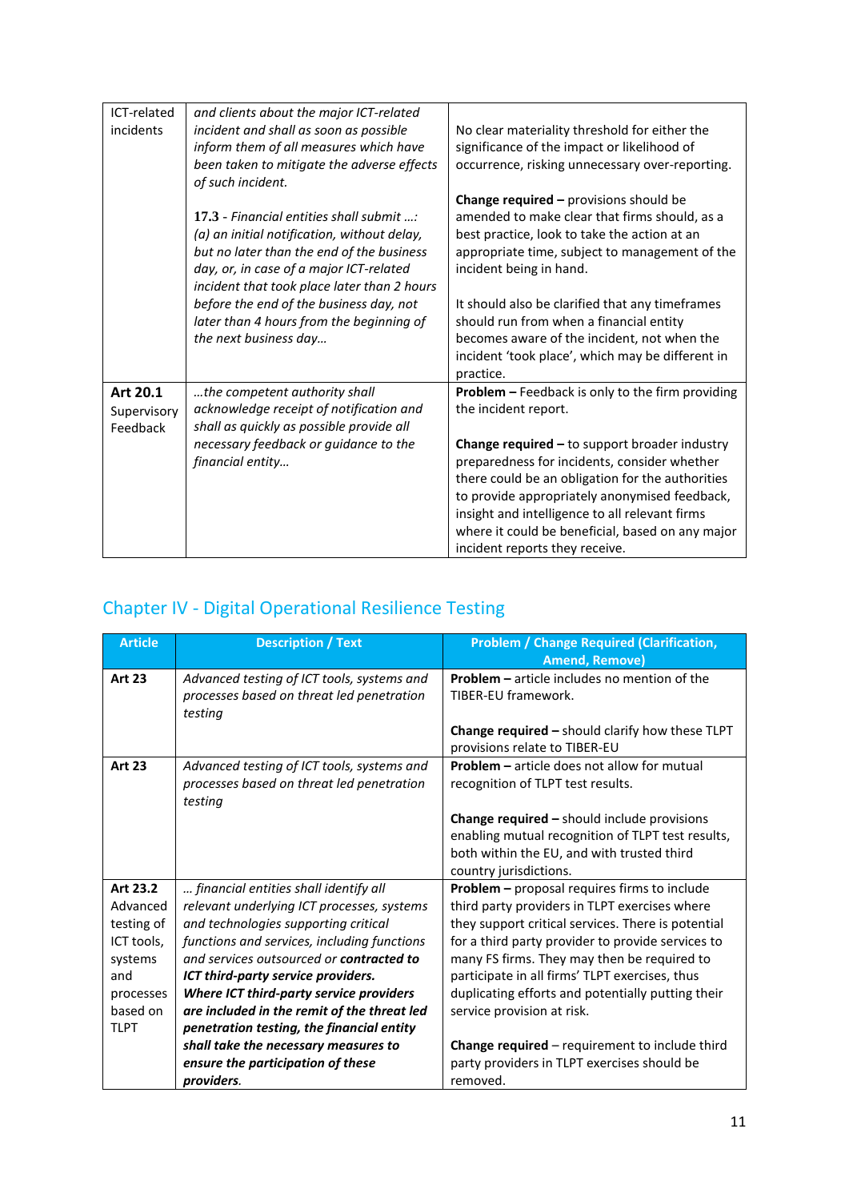| | | |
|---|---|---|
| ICT-related incidents | *and clients about the major ICT-related incident and shall as soon as possible inform them of all measures which have been taken to mitigate the adverse effects of such incident.*<br><br>**17.3** - *Financial entities shall submit ….: (a) an initial notification, without delay, but no later than the end of the business day, or, in case of a major ICT-related incident that took place later than 2 hours before the end of the business day, not later than 4 hours from the beginning of the next business day…* | No clear materiality threshold for either the significance of the impact or likelihood of occurrence, risking unnecessary over-reporting.<br><br>**Change required –** provisions should be amended to make clear that firms should, as a best practice, look to take the action at an appropriate time, subject to management of the incident being in hand.<br><br>It should also be clarified that any timeframes should run from when a financial entity becomes aware of the incident, not when the incident 'took place', which may be different in practice. |
| **Art 20.1** Supervisory Feedback | *…the competent authority shall acknowledge receipt of notification and shall as quickly as possible provide all necessary feedback or guidance to the financial entity…* | **Problem –** Feedback is only to the firm providing the incident report.<br><br>**Change required –** to support broader industry preparedness for incidents, consider whether there could be an obligation for the authorities to provide appropriately anonymised feedback, insight and intelligence to all relevant firms where it could be beneficial, based on any major incident reports they receive. |

## Chapter IV - Digital Operational Resilience Testing

| Article | Description / Text | Problem / Change Required (Clarification, Amend, Remove) |
|---|---|---|
| **Art 23** | *Advanced testing of ICT tools, systems and processes based on threat led penetration testing* | **Problem –** article includes no mention of the TIBER-EU framework.<br><br>**Change required –** should clarify how these TLPT provisions relate to TIBER-EU |
| **Art 23** | *Advanced testing of ICT tools, systems and processes based on threat led penetration testing* | **Problem –** article does not allow for mutual recognition of TLPT test results.<br><br>**Change required –** should include provisions enabling mutual recognition of TLPT test results, both within the EU, and with trusted third country jurisdictions. |
| **Art 23.2** Advanced testing of ICT tools, systems and processes based on TLPT | *… financial entities shall identify all relevant underlying ICT processes, systems and technologies supporting critical functions and services, including functions and services outsourced or* ***contracted to ICT third-party service providers. Where ICT third-party service providers are included in the remit of the threat led penetration testing, the financial entity shall take the necessary measures to ensure the participation of these providers.*** | **Problem –** proposal requires firms to include third party providers in TLPT exercises where they support critical services. There is potential for a third party provider to provide services to many FS firms. They may then be required to participate in all firms' TLPT exercises, thus duplicating efforts and potentially putting their service provision at risk.<br><br>**Change required** – requirement to include third party providers in TLPT exercises should be removed. |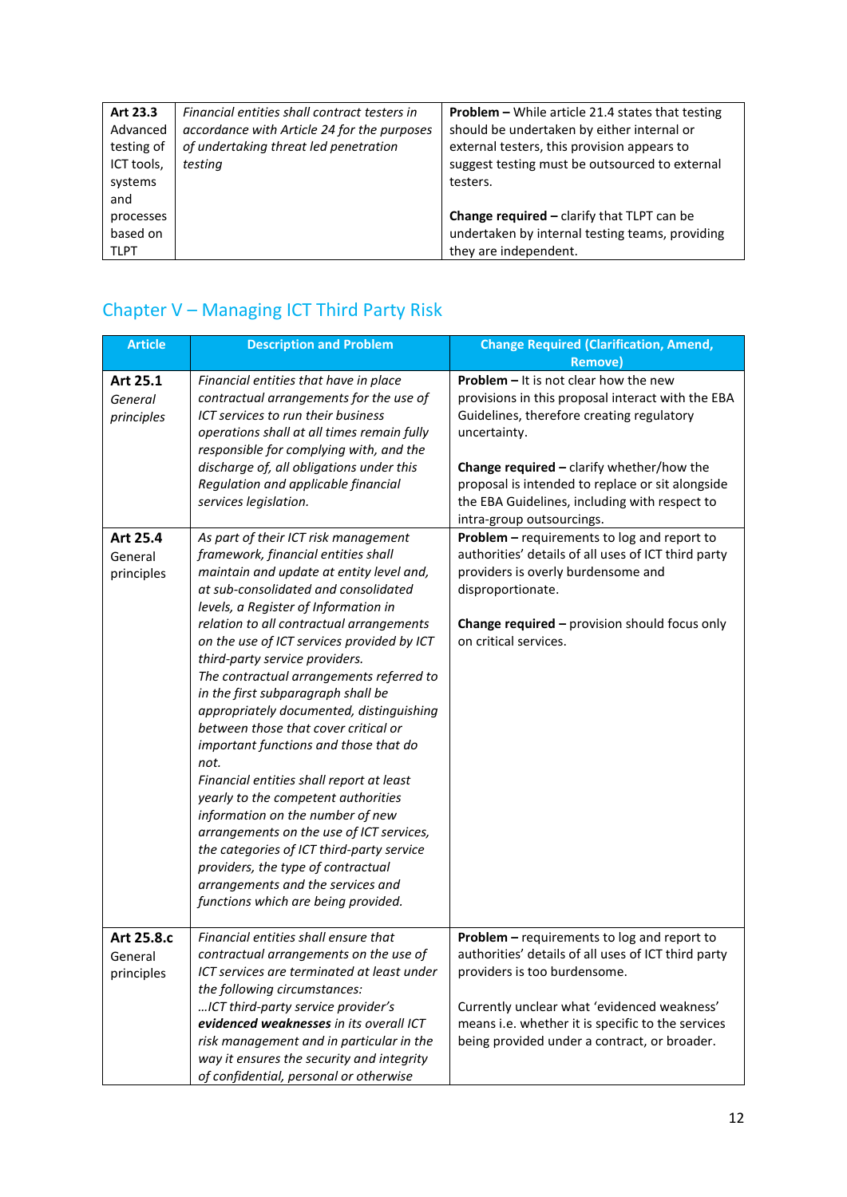| | | |
|---|---|---|
| **Art 23.3** Advanced testing of ICT tools, systems and processes based on TLPT | *Financial entities shall contract testers in accordance with Article 24 for the purposes of undertaking threat led penetration testing* | **Problem –** While article 21.4 states that testing should be undertaken by either internal or external testers, this provision appears to suggest testing must be outsourced to external testers.<br><br>**Change required –** clarify that TLPT can be undertaken by internal testing teams, providing they are independent. |

## Chapter V – Managing ICT Third Party Risk

| Article | Description and Problem | Change Required (Clarification, Amend, Remove) |
|---|---|---|
| **Art 25.1** *General principles* | *Financial entities that have in place contractual arrangements for the use of ICT services to run their business operations shall at all times remain fully responsible for complying with, and the discharge of, all obligations under this Regulation and applicable financial services legislation.* | **Problem –** It is not clear how the new provisions in this proposal interact with the EBA Guidelines, therefore creating regulatory uncertainty.<br><br>**Change required –** clarify whether/how the proposal is intended to replace or sit alongside the EBA Guidelines, including with respect to intra-group outsourcings. |
| **Art 25.4** General principles | *As part of their ICT risk management framework, financial entities shall maintain and update at entity level and, at sub-consolidated and consolidated levels, a Register of Information in relation to all contractual arrangements on the use of ICT services provided by ICT third-party service providers.*<br>*The contractual arrangements referred to in the first subparagraph shall be appropriately documented, distinguishing between those that cover critical or important functions and those that do not.*<br>*Financial entities shall report at least yearly to the competent authorities information on the number of new arrangements on the use of ICT services, the categories of ICT third-party service providers, the type of contractual arrangements and the services and functions which are being provided.* | **Problem –** requirements to log and report to authorities' details of all uses of ICT third party providers is overly burdensome and disproportionate.<br><br>**Change required –** provision should focus only on critical services. |
| **Art 25.8.c** General principles | *Financial entities shall ensure that contractual arrangements on the use of ICT services are terminated at least under the following circumstances:*<br>*…ICT third-party service provider's **evidenced weaknesses** in its overall ICT risk management and in particular in the way it ensures the security and integrity of confidential, personal or otherwise* | **Problem –** requirements to log and report to authorities' details of all uses of ICT third party providers is too burdensome.<br><br>Currently unclear what 'evidenced weakness' means i.e. whether it is specific to the services being provided under a contract, or broader. |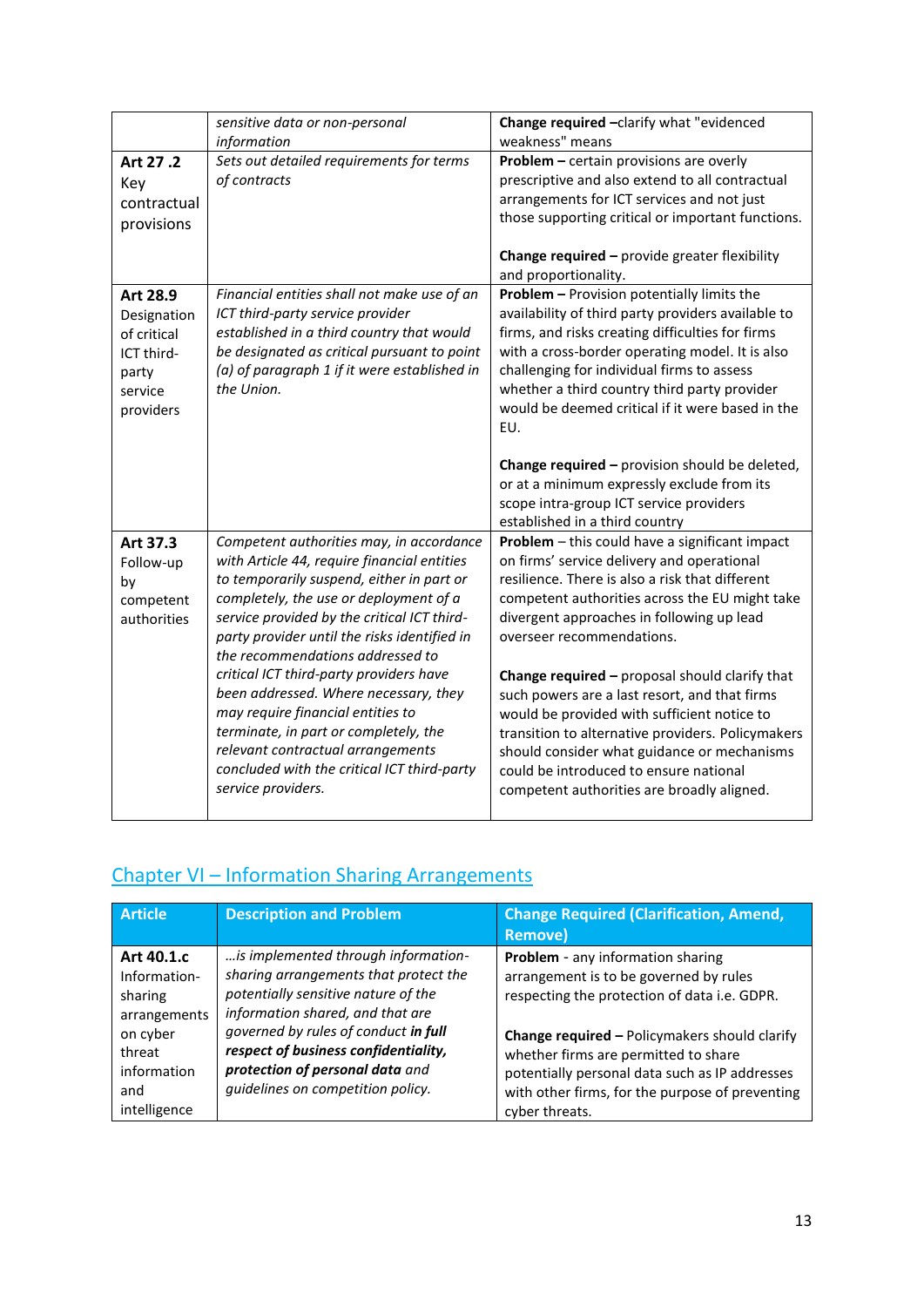| | | |
|---|---|---|
| | *sensitive data or non-personal information* | **Change required –** clarify what "evidenced weakness" means |
| **Art 27 .2** Key contractual provisions | *Sets out detailed requirements for terms of contracts* | **Problem –** certain provisions are overly prescriptive and also extend to all contractual arrangements for ICT services and not just those supporting critical or important functions.<br><br>**Change required –** provide greater flexibility and proportionality. |
| **Art 28.9** Designation of critical ICT third-party service providers | *Financial entities shall not make use of an ICT third-party service provider established in a third country that would be designated as critical pursuant to point (a) of paragraph 1 if it were established in the Union.* | **Problem –** Provision potentially limits the availability of third party providers available to firms, and risks creating difficulties for firms with a cross-border operating model. It is also challenging for individual firms to assess whether a third country third party provider would be deemed critical if it were based in the EU.<br><br>**Change required –** provision should be deleted, or at a minimum expressly exclude from its scope intra-group ICT service providers established in a third country |
| **Art 37.3** Follow-up by competent authorities | *Competent authorities may, in accordance with Article 44, require financial entities to temporarily suspend, either in part or completely, the use or deployment of a service provided by the critical ICT third-party provider until the risks identified in the recommendations addressed to critical ICT third-party providers have been addressed. Where necessary, they may require financial entities to terminate, in part or completely, the relevant contractual arrangements concluded with the critical ICT third-party service providers.* | **Problem** – this could have a significant impact on firms' service delivery and operational resilience. There is also a risk that different competent authorities across the EU might take divergent approaches in following up lead overseer recommendations.<br><br>**Change required –** proposal should clarify that such powers are a last resort, and that firms would be provided with sufficient notice to transition to alternative providers. Policymakers should consider what guidance or mechanisms could be introduced to ensure national competent authorities are broadly aligned. |

## Chapter VI – Information Sharing Arrangements

| Article | Description and Problem | Change Required (Clarification, Amend, Remove) |
|---|---|---|
| **Art 40.1.c** Information-sharing arrangements on cyber threat information and intelligence | *…is implemented through information-sharing arrangements that protect the potentially sensitive nature of the information shared, and that are governed by rules of conduct **in full respect of business confidentiality, protection of personal data** and guidelines on competition policy.* | **Problem** - any information sharing arrangement is to be governed by rules respecting the protection of data i.e. GDPR.<br><br>**Change required –** Policymakers should clarify whether firms are permitted to share potentially personal data such as IP addresses with other firms, for the purpose of preventing cyber threats. |